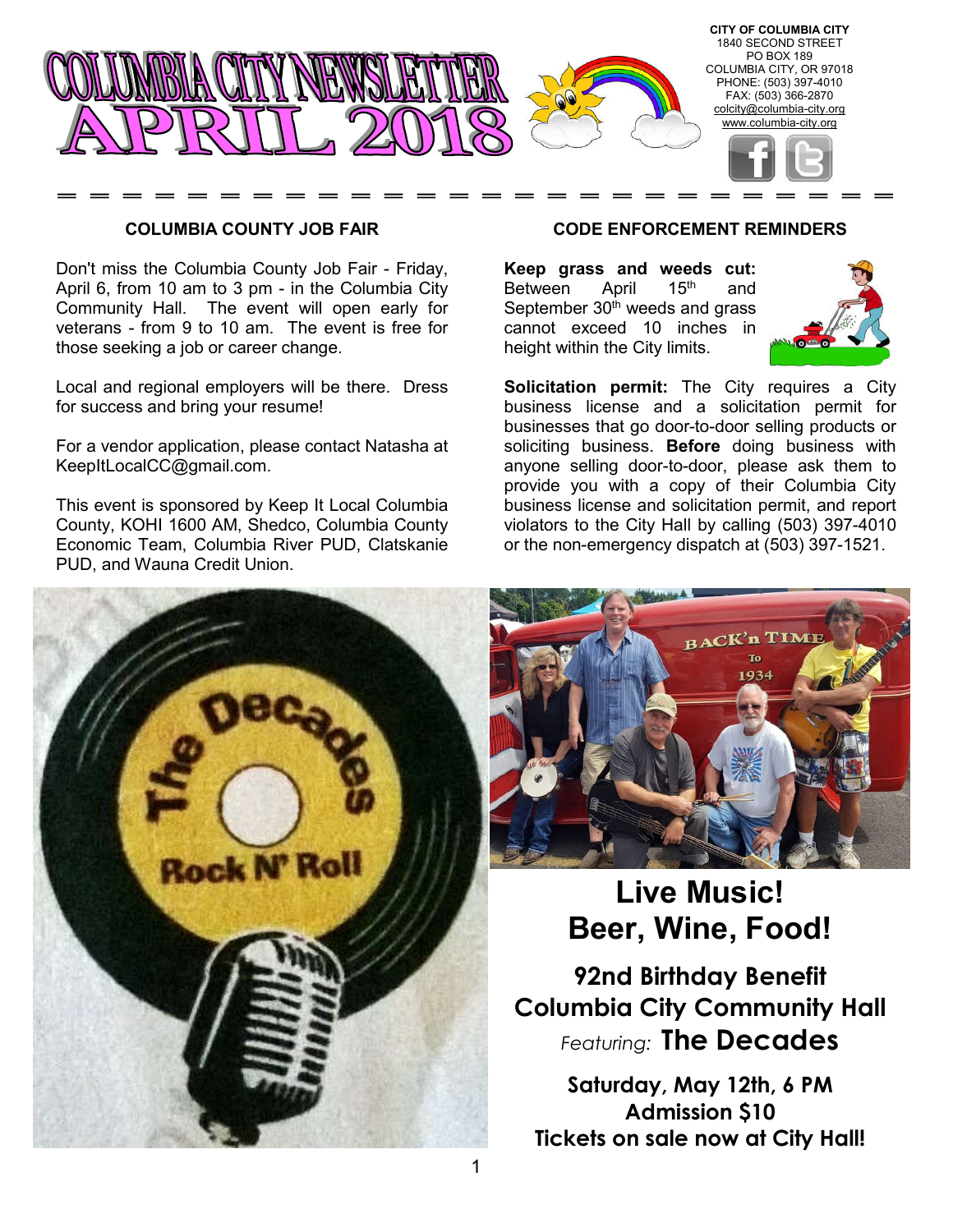# COLUMBIA CITY NEWSLETTER APRIL 2018

**CITY OF COLUMBIA CITY**
1840 SECOND STREET
PO BOX 189
COLUMBIA CITY, OR 97018
PHONE: (503) 397-4010
FAX: (503) 366-2870
colcity@columbia-city.org
www.columbia-city.org

## COLUMBIA COUNTY JOB FAIR

Don't miss the Columbia County Job Fair - Friday, April 6, from 10 am to 3 pm - in the Columbia City Community Hall. The event will open early for veterans - from 9 to 10 am. The event is free for those seeking a job or career change.

Local and regional employers will be there. Dress for success and bring your resume!

For a vendor application, please contact Natasha at KeepItLocalCC@gmail.com.

This event is sponsored by Keep It Local Columbia County, KOHI 1600 AM, Shedco, Columbia County Economic Team, Columbia River PUD, Clatskanie PUD, and Wauna Credit Union.

## CODE ENFORCEMENT REMINDERS

**Keep grass and weeds cut:** Between April 15th and September 30th weeds and grass cannot exceed 10 inches in height within the City limits.

**Solicitation permit:** The City requires a City business license and a solicitation permit for businesses that go door-to-door selling products or soliciting business. **Before** doing business with anyone selling door-to-door, please ask them to provide you with a copy of their Columbia City business license and solicitation permit, and report violators to the City Hall by calling (503) 397-4010 or the non-emergency dispatch at (503) 397-1521.

## Live Music! Beer, Wine, Food!

**92nd Birthday Benefit**
**Columbia City Community Hall**
*Featuring:* **The Decades**

**Saturday, May 12th, 6 PM**
**Admission $10**
**Tickets on sale now at City Hall!**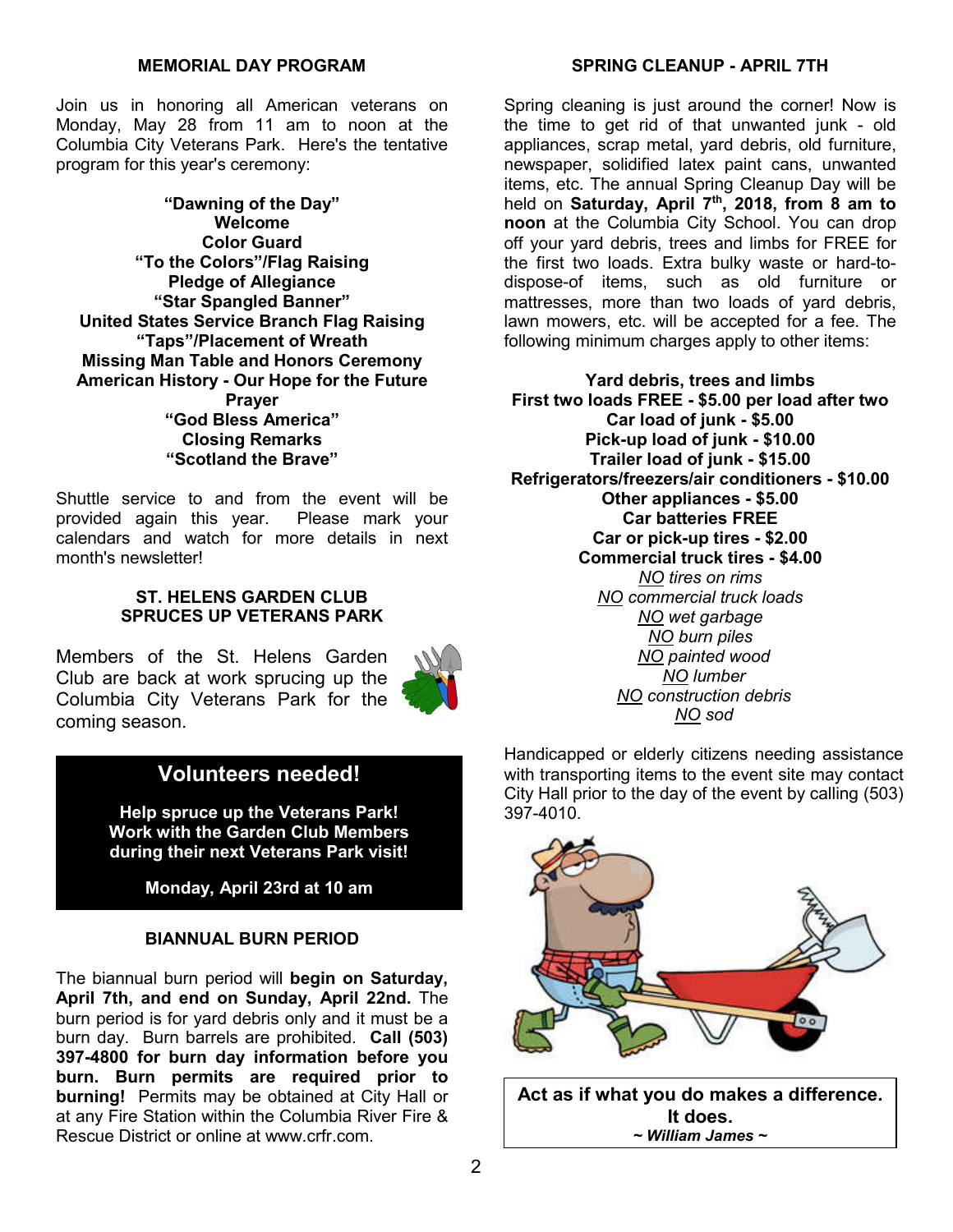## MEMORIAL DAY PROGRAM

Join us in honoring all American veterans on Monday, May 28 from 11 am to noon at the Columbia City Veterans Park. Here's the tentative program for this year's ceremony:

**"Dawning of the Day"**
**Welcome**
**Color Guard**
**"To the Colors"/Flag Raising**
**Pledge of Allegiance**
**"Star Spangled Banner"**
**United States Service Branch Flag Raising**
**"Taps"/Placement of Wreath**
**Missing Man Table and Honors Ceremony**
**American History - Our Hope for the Future**
**Prayer**
**"God Bless America"**
**Closing Remarks**
**"Scotland the Brave"**

Shuttle service to and from the event will be provided again this year. Please mark your calendars and watch for more details in next month's newsletter!

## ST. HELENS GARDEN CLUB SPRUCES UP VETERANS PARK

Members of the St. Helens Garden Club are back at work sprucing up the Columbia City Veterans Park for the coming season.

### Volunteers needed!

**Help spruce up the Veterans Park! Work with the Garden Club Members during their next Veterans Park visit!**

**Monday, April 23rd at 10 am**

## BIANNUAL BURN PERIOD

The biannual burn period will **begin on Saturday, April 7th, and end on Sunday, April 22nd.** The burn period is for yard debris only and it must be a burn day. Burn barrels are prohibited. **Call (503) 397-4800 for burn day information before you burn. Burn permits are required prior to burning!** Permits may be obtained at City Hall or at any Fire Station within the Columbia River Fire & Rescue District or online at www.crfr.com.

## SPRING CLEANUP - APRIL 7TH

Spring cleaning is just around the corner! Now is the time to get rid of that unwanted junk - old appliances, scrap metal, yard debris, old furniture, newspaper, solidified latex paint cans, unwanted items, etc. The annual Spring Cleanup Day will be held on **Saturday, April 7th, 2018, from 8 am to noon** at the Columbia City School. You can drop off your yard debris, trees and limbs for FREE for the first two loads. Extra bulky waste or hard-to-dispose-of items, such as old furniture or mattresses, more than two loads of yard debris, lawn mowers, etc. will be accepted for a fee. The following minimum charges apply to other items:

**Yard debris, trees and limbs**
**First two loads FREE - $5.00 per load after two**
**Car load of junk - $5.00**
**Pick-up load of junk - $10.00**
**Trailer load of junk - $15.00**
**Refrigerators/freezers/air conditioners - $10.00**
**Other appliances - $5.00**
**Car batteries FREE**
**Car or pick-up tires - $2.00**
**Commercial truck tires - $4.00**
*NO tires on rims*
*NO commercial truck loads*
*NO wet garbage*
*NO burn piles*
*NO painted wood*
*NO lumber*
*NO construction debris*
*NO sod*

Handicapped or elderly citizens needing assistance with transporting items to the event site may contact City Hall prior to the day of the event by calling (503) 397-4010.

**Act as if what you do makes a difference. It does.**
***~ William James ~***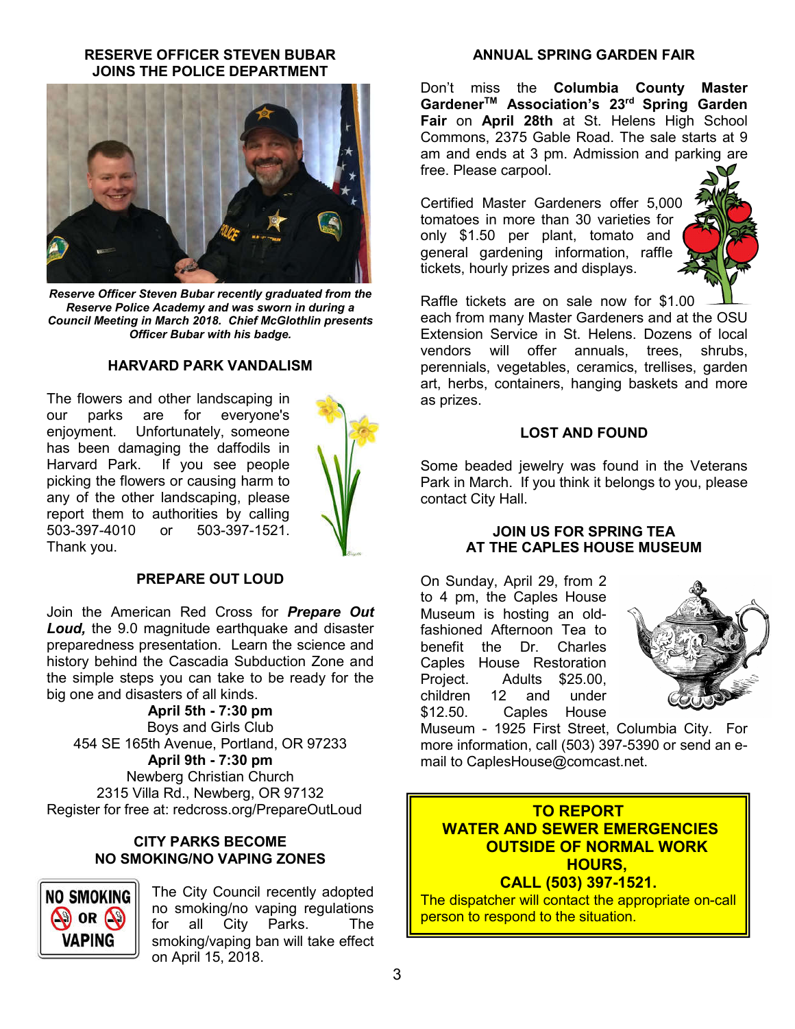## RESERVE OFFICER STEVEN BUBAR JOINS THE POLICE DEPARTMENT

***Reserve Officer Steven Bubar recently graduated from the Reserve Police Academy and was sworn in during a Council Meeting in March 2018. Chief McGlothlin presents Officer Bubar with his badge.***

## HARVARD PARK VANDALISM

The flowers and other landscaping in our parks are for everyone's enjoyment. Unfortunately, someone has been damaging the daffodils in Harvard Park. If you see people picking the flowers or causing harm to any of the other landscaping, please report them to authorities by calling 503-397-4010 or 503-397-1521. Thank you.

## PREPARE OUT LOUD

Join the American Red Cross for ***Prepare Out Loud,*** the 9.0 magnitude earthquake and disaster preparedness presentation. Learn the science and history behind the Cascadia Subduction Zone and the simple steps you can take to be ready for the big one and disasters of all kinds.

**April 5th - 7:30 pm**
Boys and Girls Club
454 SE 165th Avenue, Portland, OR 97233

**April 9th - 7:30 pm**
Newberg Christian Church
2315 Villa Rd., Newberg, OR 97132

Register for free at: redcross.org/PrepareOutLoud

## CITY PARKS BECOME NO SMOKING/NO VAPING ZONES

NO SMOKING OR VAPING

The City Council recently adopted no smoking/no vaping regulations for all City Parks. The smoking/vaping ban will take effect on April 15, 2018.

## ANNUAL SPRING GARDEN FAIR

Don't miss the **Columbia County Master Gardener™ Association's 23rd Spring Garden Fair** on **April 28th** at St. Helens High School Commons, 2375 Gable Road. The sale starts at 9 am and ends at 3 pm. Admission and parking are free. Please carpool.

Certified Master Gardeners offer 5,000 tomatoes in more than 30 varieties for only $1.50 per plant, tomato and general gardening information, raffle tickets, hourly prizes and displays.

Raffle tickets are on sale now for $1.00 each from many Master Gardeners and at the OSU Extension Service in St. Helens. Dozens of local vendors will offer annuals, trees, shrubs, perennials, vegetables, ceramics, trellises, garden art, herbs, containers, hanging baskets and more as prizes.

## LOST AND FOUND

Some beaded jewelry was found in the Veterans Park in March. If you think it belongs to you, please contact City Hall.

## JOIN US FOR SPRING TEA AT THE CAPLES HOUSE MUSEUM

On Sunday, April 29, from 2 to 4 pm, the Caples House Museum is hosting an old-fashioned Afternoon Tea to benefit the Dr. Charles Caples House Restoration Project. Adults $25.00, children 12 and under $12.50. Caples House Museum - 1925 First Street, Columbia City. For more information, call (503) 397-5390 or send an e-mail to CaplesHouse@comcast.net.

**TO REPORT WATER AND SEWER EMERGENCIES OUTSIDE OF NORMAL WORK HOURS, CALL (503) 397-1521.**

The dispatcher will contact the appropriate on-call person to respond to the situation.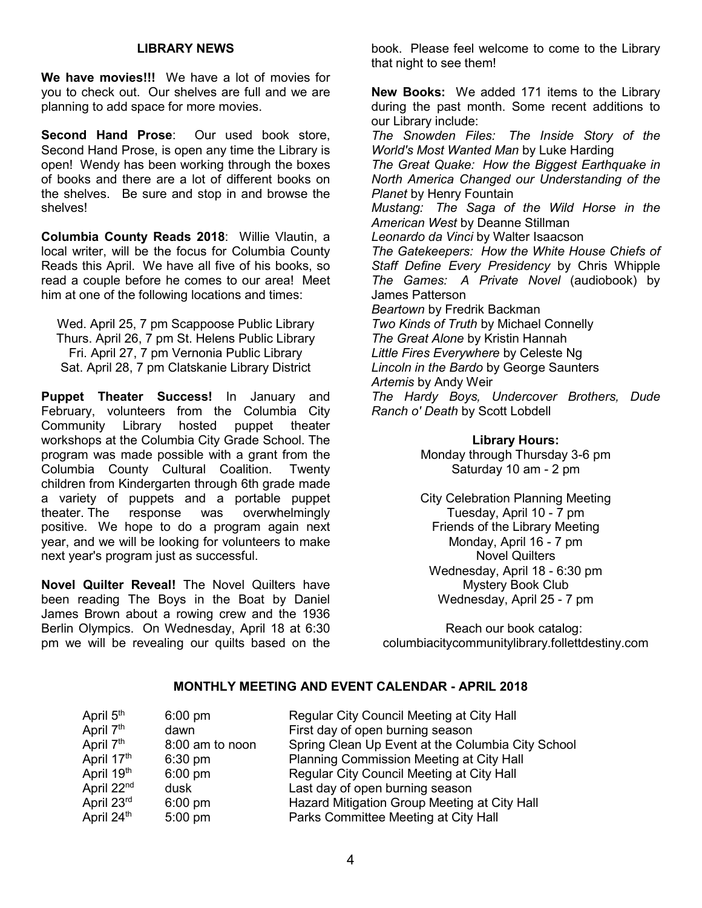## LIBRARY NEWS

**We have movies!!!** We have a lot of movies for you to check out. Our shelves are full and we are planning to add space for more movies.

**Second Hand Prose**: Our used book store, Second Hand Prose, is open any time the Library is open! Wendy has been working through the boxes of books and there are a lot of different books on the shelves. Be sure and stop in and browse the shelves!

**Columbia County Reads 2018**: Willie Vlautin, a local writer, will be the focus for Columbia County Reads this April. We have all five of his books, so read a couple before he comes to our area! Meet him at one of the following locations and times:

Wed. April 25, 7 pm Scappoose Public Library
Thurs. April 26, 7 pm St. Helens Public Library
Fri. April 27, 7 pm Vernonia Public Library
Sat. April 28, 7 pm Clatskanie Library District

**Puppet Theater Success!** In January and February, volunteers from the Columbia City Community Library hosted puppet theater workshops at the Columbia City Grade School. The program was made possible with a grant from the Columbia County Cultural Coalition. Twenty children from Kindergarten through 6th grade made a variety of puppets and a portable puppet theater. The response was overwhelmingly positive. We hope to do a program again next year, and we will be looking for volunteers to make next year's program just as successful.

**Novel Quilter Reveal!** The Novel Quilters have been reading The Boys in the Boat by Daniel James Brown about a rowing crew and the 1936 Berlin Olympics. On Wednesday, April 18 at 6:30 pm we will be revealing our quilts based on the book. Please feel welcome to come to the Library that night to see them!

**New Books:** We added 171 items to the Library during the past month. Some recent additions to our Library include:

*The Snowden Files: The Inside Story of the World's Most Wanted Man* by Luke Harding
*The Great Quake: How the Biggest Earthquake in North America Changed our Understanding of the Planet* by Henry Fountain
*Mustang: The Saga of the Wild Horse in the American West* by Deanne Stillman
*Leonardo da Vinci* by Walter Isaacson
*The Gatekeepers: How the White House Chiefs of Staff Define Every Presidency* by Chris Whipple
*The Games: A Private Novel* (audiobook) by James Patterson
*Beartown* by Fredrik Backman
*Two Kinds of Truth* by Michael Connelly
*The Great Alone* by Kristin Hannah
*Little Fires Everywhere* by Celeste Ng
*Lincoln in the Bardo* by George Saunters
*Artemis* by Andy Weir
*The Hardy Boys, Undercover Brothers, Dude Ranch o' Death* by Scott Lobdell

**Library Hours:**
Monday through Thursday 3-6 pm
Saturday 10 am - 2 pm

City Celebration Planning Meeting
Tuesday, April 10 - 7 pm
Friends of the Library Meeting
Monday, April 16 - 7 pm
Novel Quilters
Wednesday, April 18 - 6:30 pm
Mystery Book Club
Wednesday, April 25 - 7 pm

Reach our book catalog:
columbiacitycommunitylibrary.follettdestiny.com

## MONTHLY MEETING AND EVENT CALENDAR - APRIL 2018

| | | |
|---|---|---|
| April 5th | 6:00 pm | Regular City Council Meeting at City Hall |
| April 7th | dawn | First day of open burning season |
| April 7th | 8:00 am to noon | Spring Clean Up Event at the Columbia City School |
| April 17th | 6:30 pm | Planning Commission Meeting at City Hall |
| April 19th | 6:00 pm | Regular City Council Meeting at City Hall |
| April 22nd | dusk | Last day of open burning season |
| April 23rd | 6:00 pm | Hazard Mitigation Group Meeting at City Hall |
| April 24th | 5:00 pm | Parks Committee Meeting at City Hall |